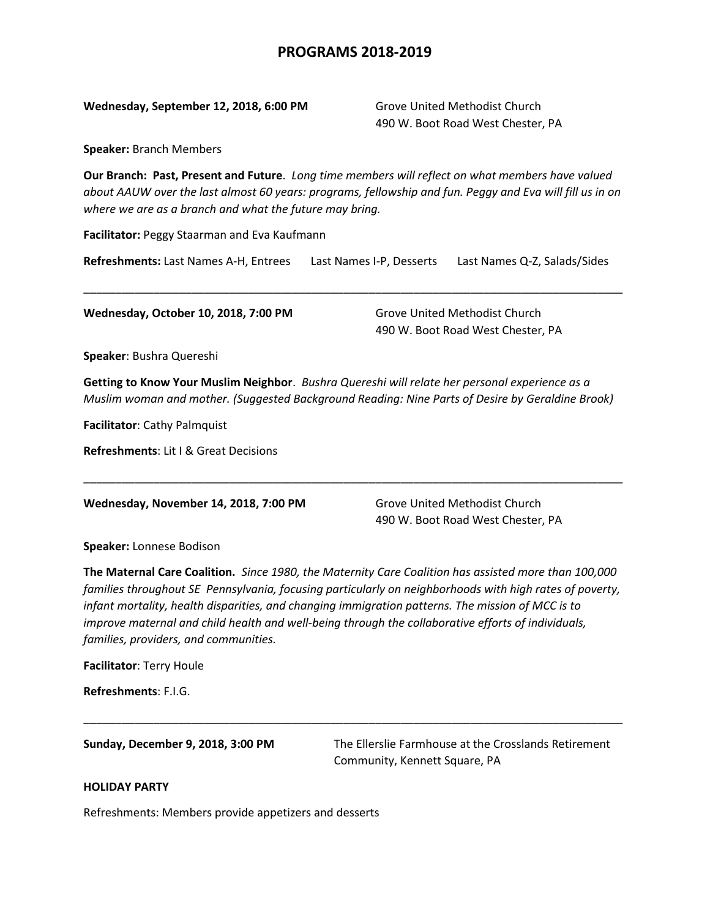# PROGRAMS 2018-2019

**Wednesday, September 12, 2018, 6:00 PM**

Grove United Methodist Church
490 W. Boot Road West Chester, PA

**Speaker:** Branch Members

**Our Branch: Past, Present and Future**. *Long time members will reflect on what members have valued about AAUW over the last almost 60 years: programs, fellowship and fun. Peggy and Eva will fill us in on where we are as a branch and what the future may bring.*

**Facilitator:** Peggy Staarman and Eva Kaufmann

**Refreshments:** Last Names A-H, Entrees Last Names I-P, Desserts Last Names Q-Z, Salads/Sides

---

**Wednesday, October 10, 2018, 7:00 PM**

Grove United Methodist Church
490 W. Boot Road West Chester, PA

**Speaker**: Bushra Quereshi

**Getting to Know Your Muslim Neighbor**. *Bushra Quereshi will relate her personal experience as a Muslim woman and mother. (Suggested Background Reading: Nine Parts of Desire by Geraldine Brook)*

**Facilitator**: Cathy Palmquist

**Refreshments**: Lit I & Great Decisions

---

**Wednesday, November 14, 2018, 7:00 PM**

Grove United Methodist Church
490 W. Boot Road West Chester, PA

**Speaker:** Lonnese Bodison

**The Maternal Care Coalition.** *Since 1980, the Maternity Care Coalition has assisted more than 100,000 families throughout SE Pennsylvania, focusing particularly on neighborhoods with high rates of poverty, infant mortality, health disparities, and changing immigration patterns. The mission of MCC is to improve maternal and child health and well-being through the collaborative efforts of individuals, families, providers, and communities.*

**Facilitator**: Terry Houle

**Refreshments**: F.I.G.

---

**Sunday, December 9, 2018, 3:00 PM**

The Ellerslie Farmhouse at the Crosslands Retirement Community, Kennett Square, PA

**HOLIDAY PARTY**

Refreshments: Members provide appetizers and desserts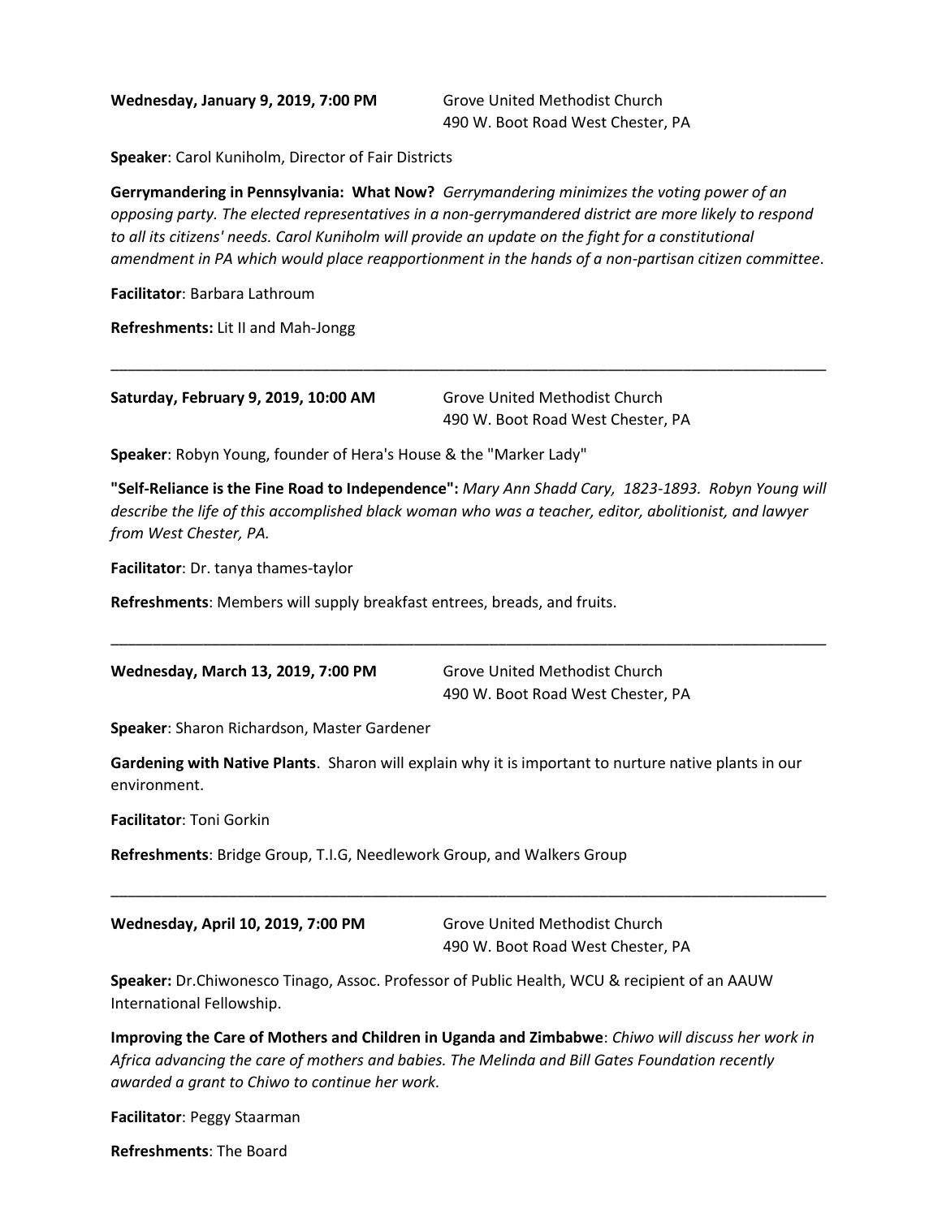**Wednesday, January 9, 2019, 7:00 PM** Grove United Methodist Church
490 W. Boot Road West Chester, PA

**Speaker**: Carol Kuniholm, Director of Fair Districts

**Gerrymandering in Pennsylvania: What Now?** *Gerrymandering minimizes the voting power of an opposing party. The elected representatives in a non-gerrymandered district are more likely to respond to all its citizens' needs. Carol Kuniholm will provide an update on the fight for a constitutional amendment in PA which would place reapportionment in the hands of a non-partisan citizen committee*.

**Facilitator**: Barbara Lathroum

**Refreshments:** Lit II and Mah-Jongg

---

**Saturday, February 9, 2019, 10:00 AM** Grove United Methodist Church
490 W. Boot Road West Chester, PA

**Speaker**: Robyn Young, founder of Hera's House & the "Marker Lady"

**"Self-Reliance is the Fine Road to Independence":** *Mary Ann Shadd Cary, 1823-1893. Robyn Young will describe the life of this accomplished black woman who was a teacher, editor, abolitionist, and lawyer from West Chester, PA.*

**Facilitator**: Dr. tanya thames-taylor

**Refreshments**: Members will supply breakfast entrees, breads, and fruits.

---

**Wednesday, March 13, 2019, 7:00 PM** Grove United Methodist Church
490 W. Boot Road West Chester, PA

**Speaker**: Sharon Richardson, Master Gardener

**Gardening with Native Plants**. Sharon will explain why it is important to nurture native plants in our environment.

**Facilitator**: Toni Gorkin

**Refreshments**: Bridge Group, T.I.G, Needlework Group, and Walkers Group

---

**Wednesday, April 10, 2019, 7:00 PM** Grove United Methodist Church
490 W. Boot Road West Chester, PA

**Speaker:** Dr.Chiwonesco Tinago, Assoc. Professor of Public Health, WCU & recipient of an AAUW International Fellowship.

**Improving the Care of Mothers and Children in Uganda and Zimbabwe**: *Chiwo will discuss her work in Africa advancing the care of mothers and babies. The Melinda and Bill Gates Foundation recently awarded a grant to Chiwo to continue her work.*

**Facilitator**: Peggy Staarman

**Refreshments**: The Board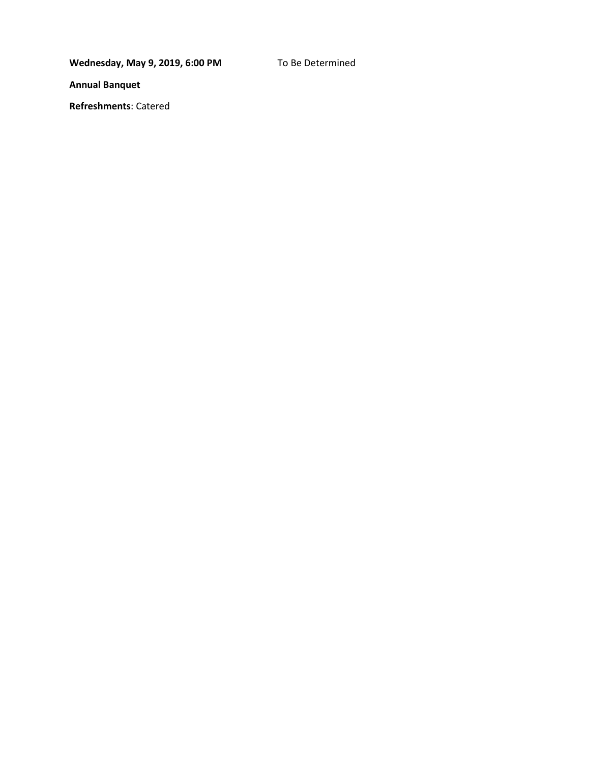**Wednesday, May 9, 2019, 6:00 PM** To Be Determined

**Annual Banquet**

**Refreshments**: Catered